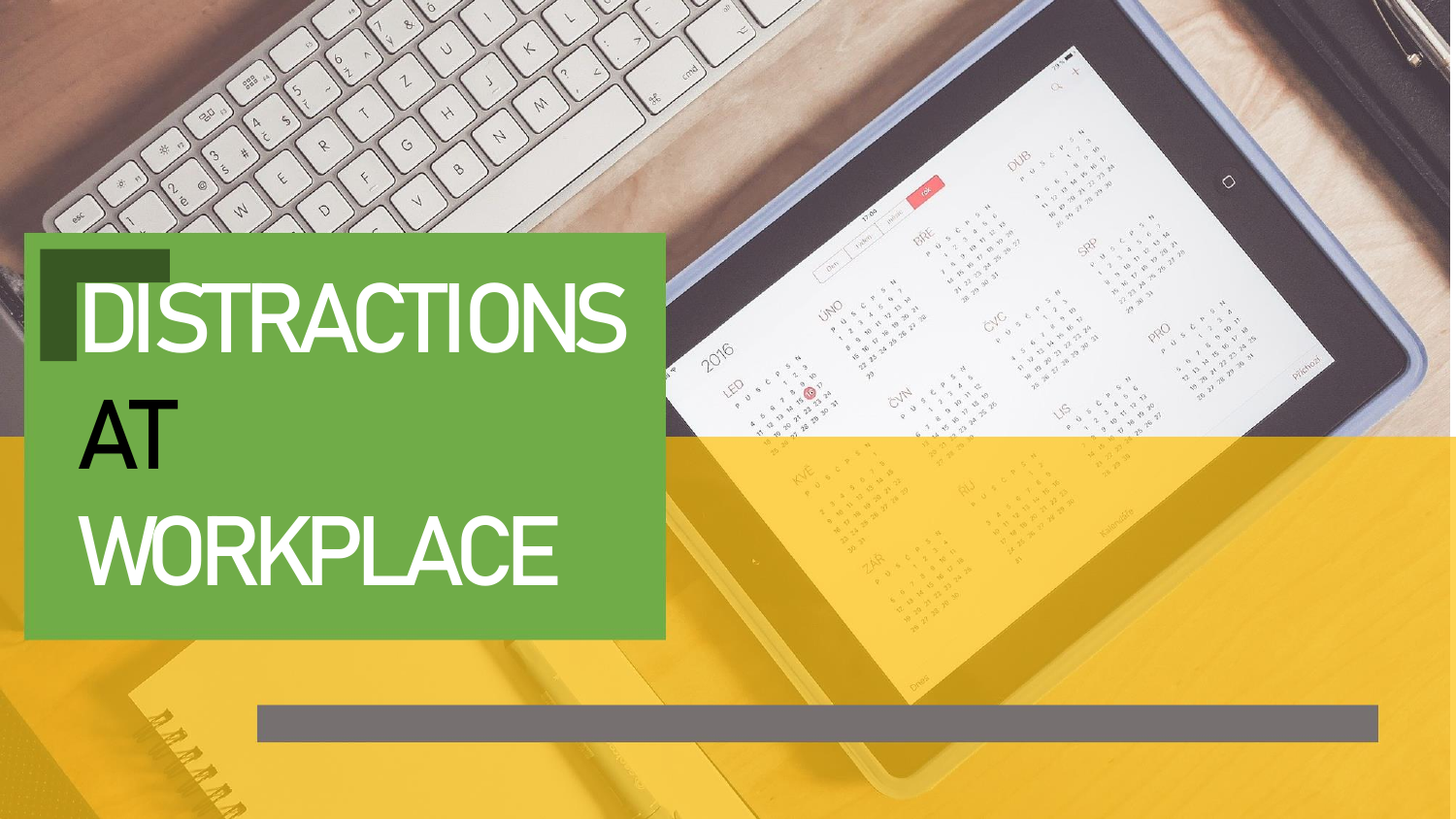# DISTRACTIONS AT WORKPLACE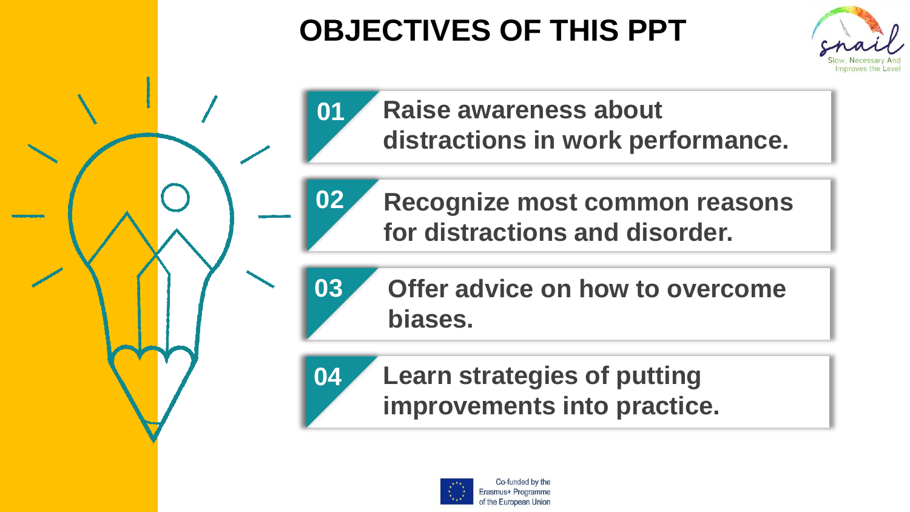# OBJECTIVES OF THIS PPT

**01** **Raise awareness about distractions in work performance.**

**02** **Recognize most common reasons for distractions and disorder.**

**03** **Offer advice on how to overcome biases.**

**04** **Learn strategies of putting improvements into practice.**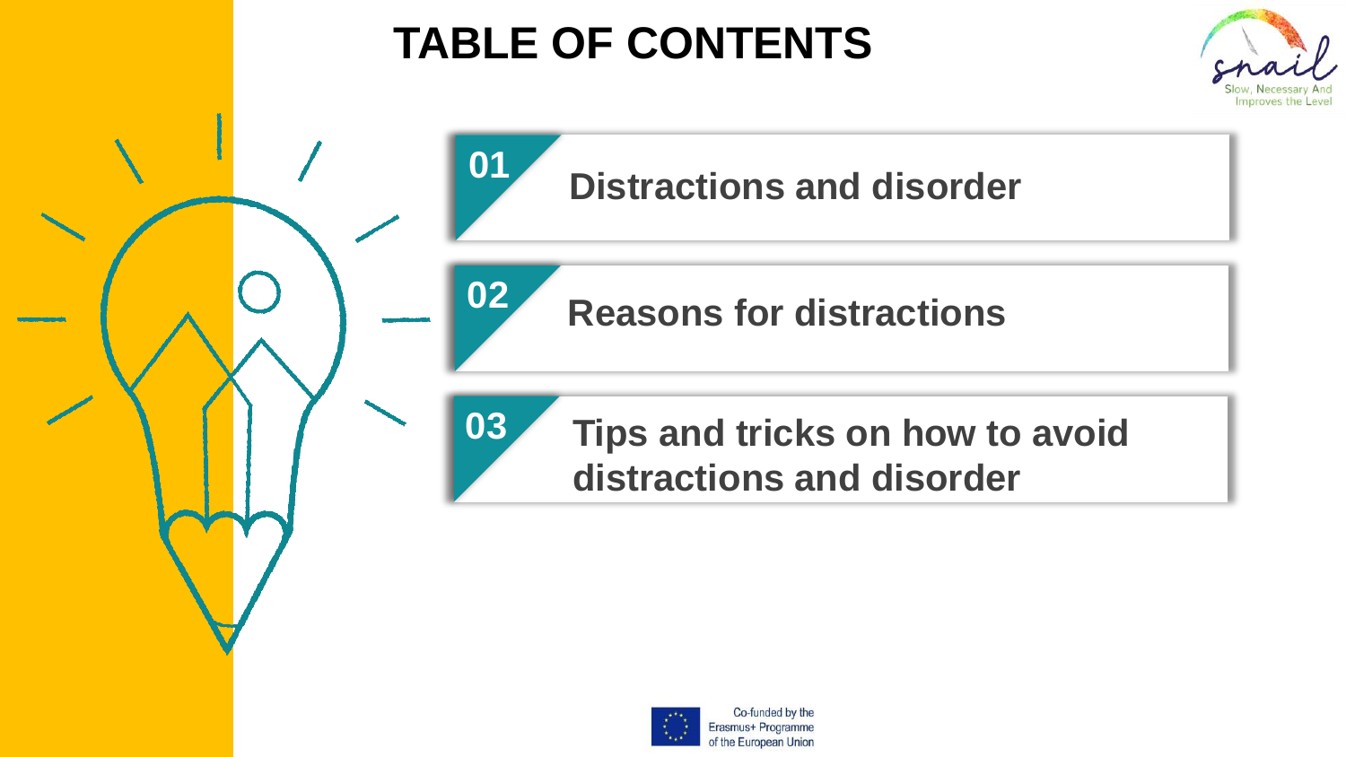# TABLE OF CONTENTS

**01** Distractions and disorder

**02** Reasons for distractions

**03** Tips and tricks on how to avoid distractions and disorder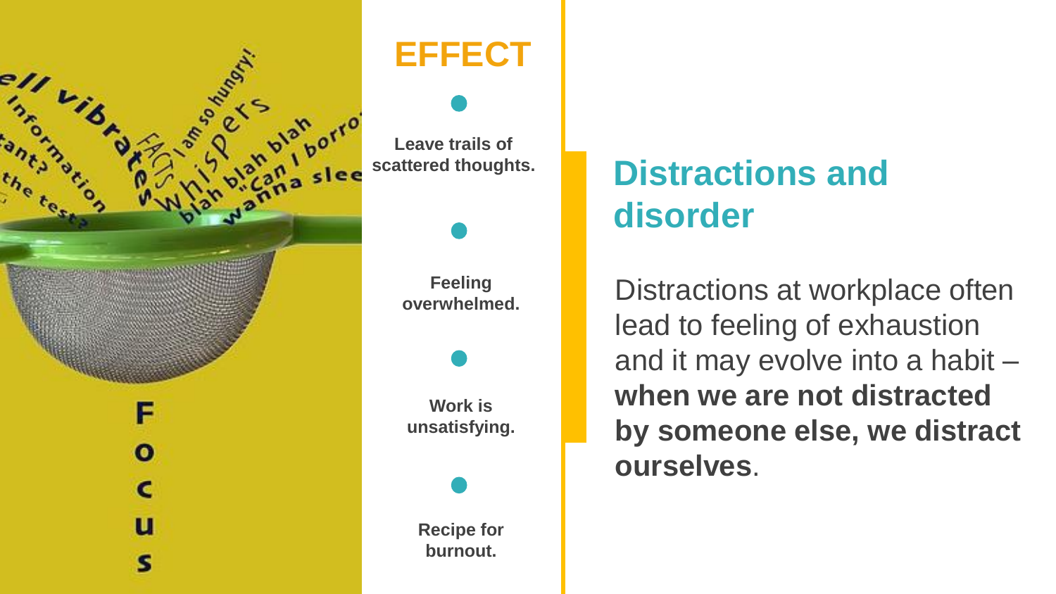## EFFECT

**Leave trails of scattered thoughts.**

**Feeling overwhelmed.**

**Work is unsatisfying.**

**Recipe for burnout.**

## Distractions and disorder

Distractions at workplace often lead to feeling of exhaustion and it may evolve into a habit – **when we are not distracted by someone else, we distract ourselves**.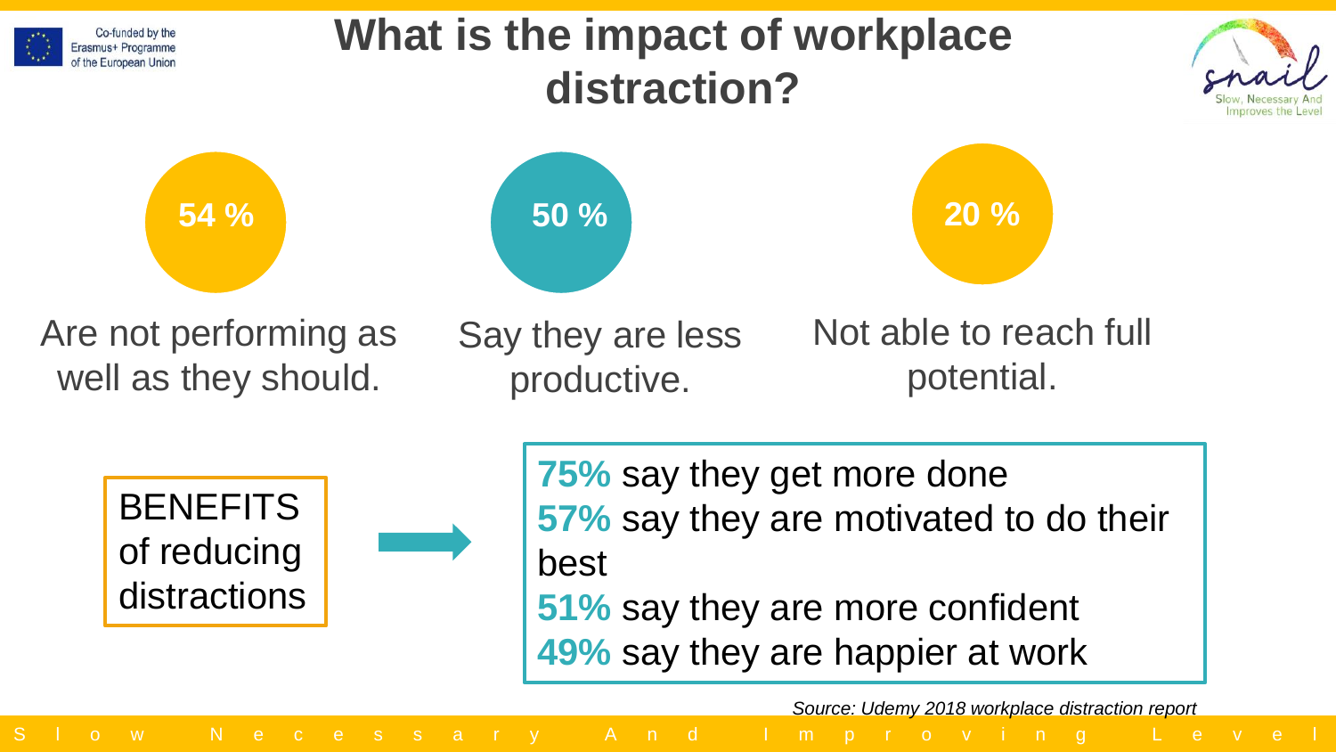# What is the impact of workplace distraction?

**54 %**

Are not performing as well as they should.

**50 %**

Say they are less productive.

**20 %**

Not able to reach full potential.

BENEFITS of reducing distractions

- **75%** say they get more done
- **57%** say they are motivated to do their best
- **51%** say they are more confident
- **49%** say they are happier at work

*Source: Udemy 2018 workplace distraction report*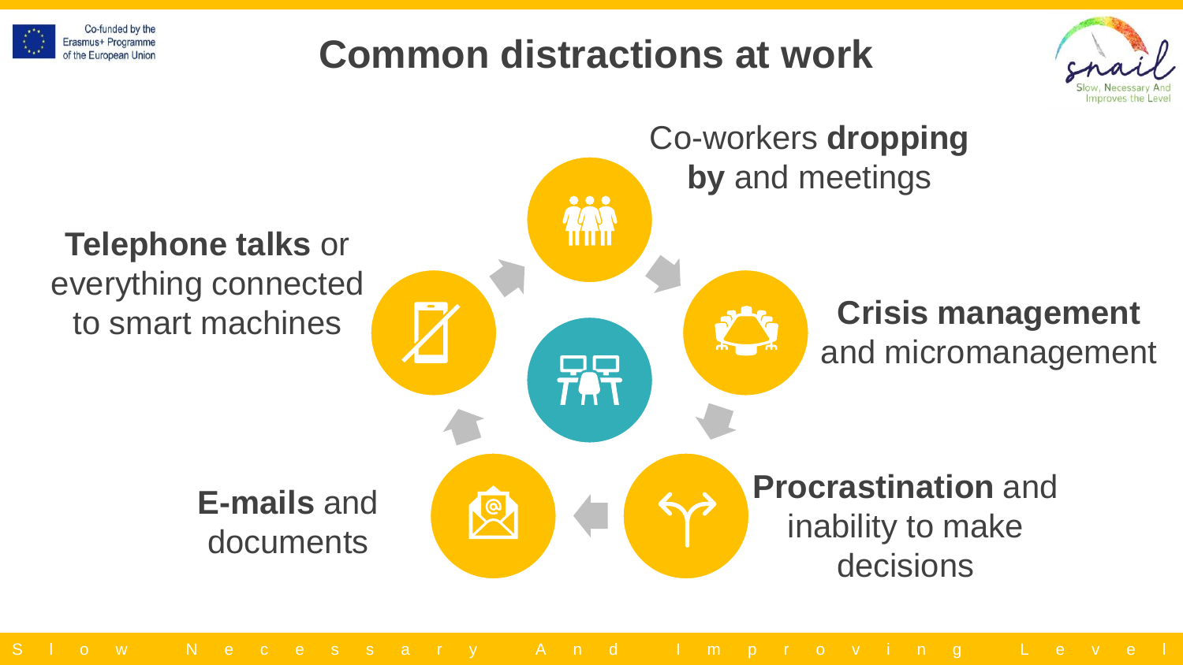# Common distractions at work

- Co-workers **dropping by** and meetings
- **Crisis management** and micromanagement
- **Procrastination** and inability to make decisions
- **E-mails** and documents
- **Telephone talks** or everything connected to smart machines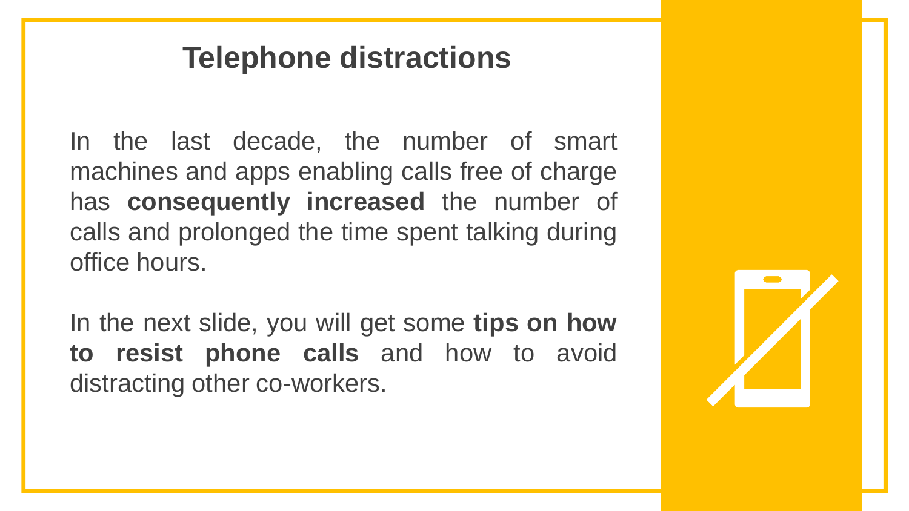# Telephone distractions

In the last decade, the number of smart machines and apps enabling calls free of charge has **consequently increased** the number of calls and prolonged the time spent talking during office hours.

In the next slide, you will get some **tips on how to resist phone calls** and how to avoid distracting other co-workers.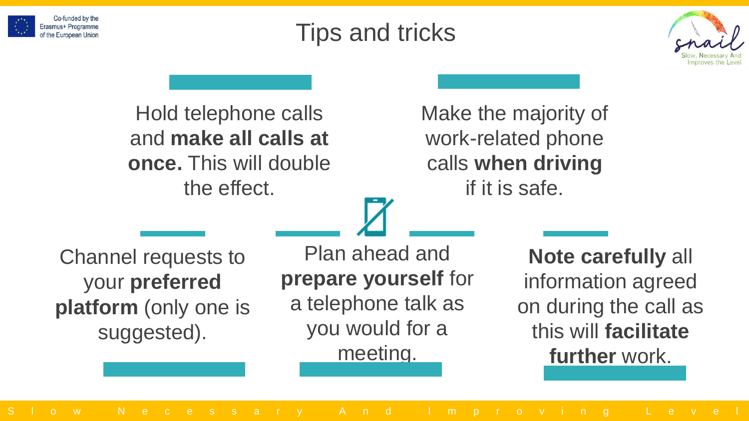# Tips and tricks

Hold telephone calls and **make all calls at once.** This will double the effect.

Make the majority of work-related phone calls **when driving** if it is safe.

Channel requests to your **preferred platform** (only one is suggested).

Plan ahead and **prepare yourself** for a telephone talk as you would for a meeting.

**Note carefully** all information agreed on during the call as this will **facilitate further** work.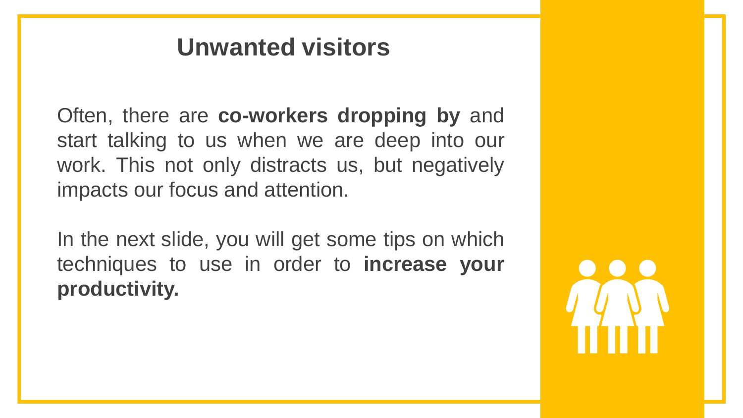# Unwanted visitors

Often, there are **co-workers dropping by** and start talking to us when we are deep into our work. This not only distracts us, but negatively impacts our focus and attention.

In the next slide, you will get some tips on which techniques to use in order to **increase your productivity.**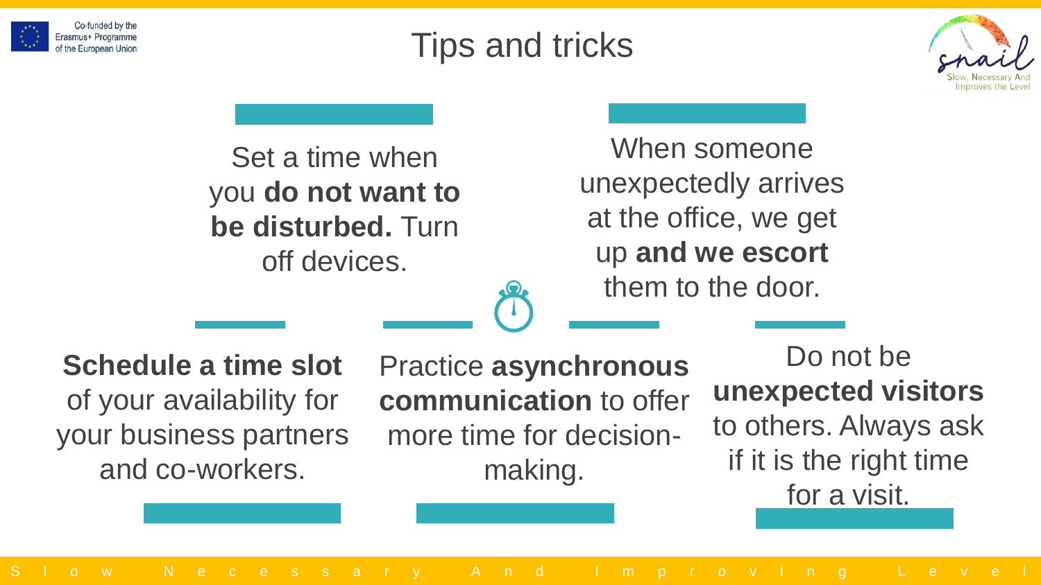# Tips and tricks

Set a time when you **do not want to be disturbed.** Turn off devices.

When someone unexpectedly arrives at the office, we get up **and we escort** them to the door.

**Schedule a time slot** of your availability for your business partners and co-workers.

Practice **asynchronous communication** to offer more time for decision-making.

Do not be **unexpected visitors** to others. Always ask if it is the right time for a visit.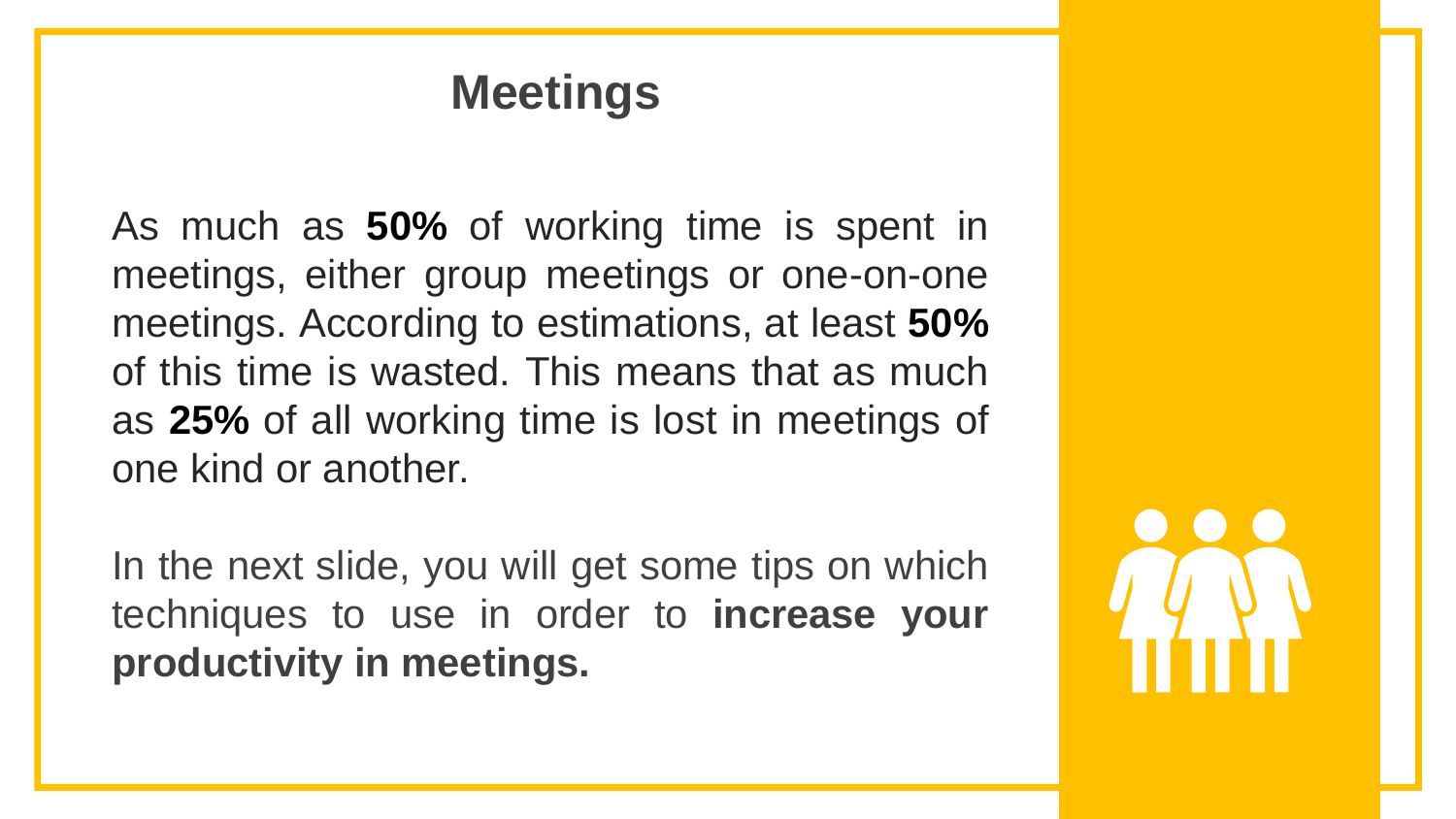# Meetings

As much as **50%** of working time is spent in meetings, either group meetings or one-on-one meetings. According to estimations, at least **50%** of this time is wasted. This means that as much as **25%** of all working time is lost in meetings of one kind or another.

In the next slide, you will get some tips on which techniques to use in order to **increase your productivity in meetings.**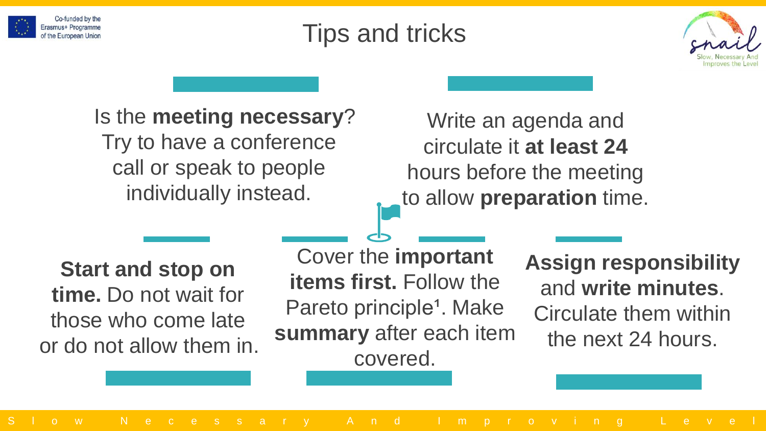# Tips and tricks

Is the **meeting necessary**? Try to have a conference call or speak to people individually instead.

Write an agenda and circulate it **at least 24** hours before the meeting to allow **preparation** time.

**Start and stop on time.** Do not wait for those who come late or do not allow them in.

Cover the **important items first.** Follow the Pareto principle[1]. Make **summary** after each item covered.

**Assign responsibility** and **write minutes**. Circulate them within the next 24 hours.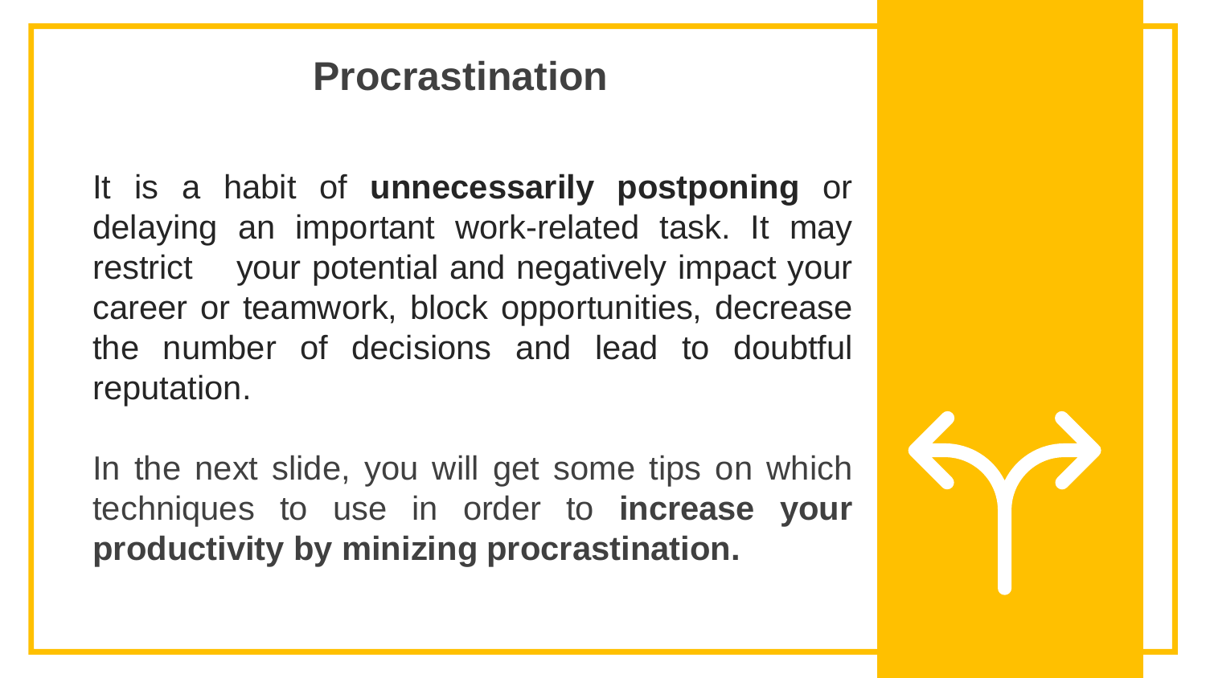# Procrastination

It is a habit of **unnecessarily postponing** or delaying an important work-related task. It may restrict your potential and negatively impact your career or teamwork, block opportunities, decrease the number of decisions and lead to doubtful reputation.

In the next slide, you will get some tips on which techniques to use in order to **increase your productivity by minizing procrastination.**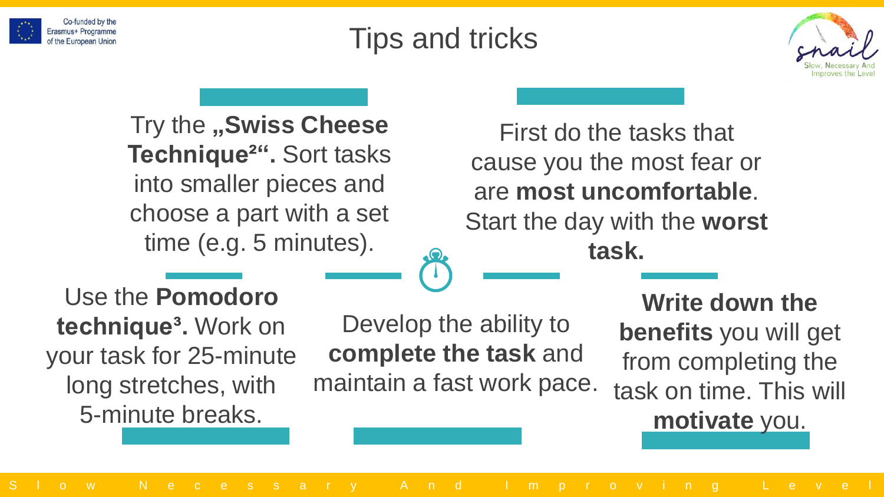# Tips and tricks

Try the **„Swiss Cheese Technique[2]“.** Sort tasks into smaller pieces and choose a part with a set time (e.g. 5 minutes).

First do the tasks that cause you the most fear or are **most uncomfortable**. Start the day with the **worst task.**

Use the **Pomodoro technique[3].** Work on your task for 25-minute long stretches, with 5-minute breaks.

Develop the ability to **complete the task** and maintain a fast work pace.

**Write down the benefits** you will get from completing the task on time. This will **motivate** you.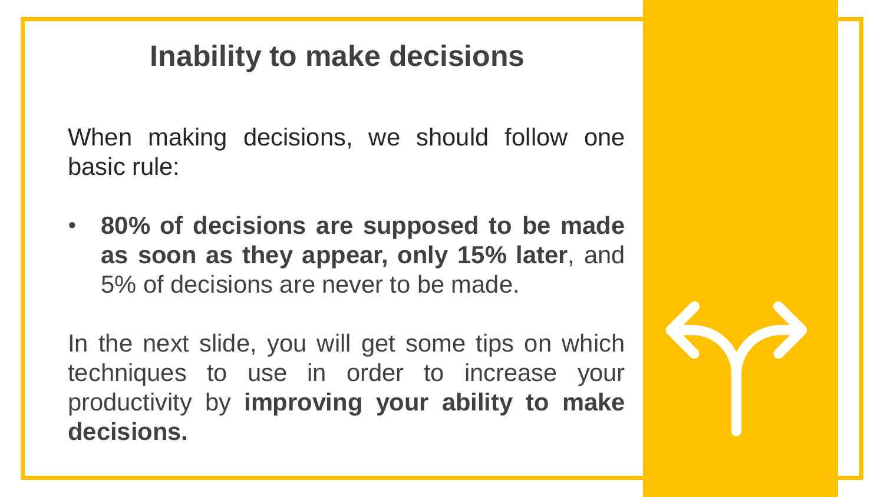# Inability to make decisions

When making decisions, we should follow one basic rule:

- **80% of decisions are supposed to be made as soon as they appear, only 15% later**, and 5% of decisions are never to be made.

In the next slide, you will get some tips on which techniques to use in order to increase your productivity by **improving your ability to make decisions.**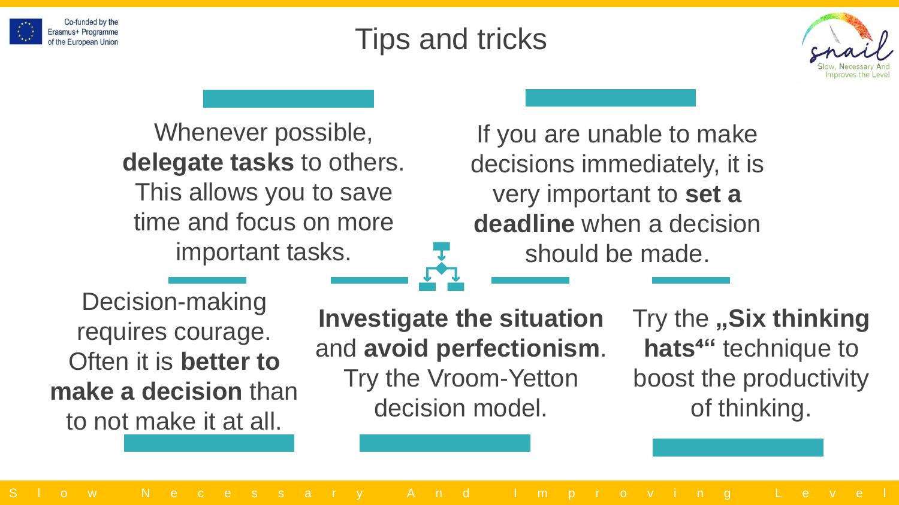# Tips and tricks

Whenever possible, **delegate tasks** to others. This allows you to save time and focus on more important tasks.

If you are unable to make decisions immediately, it is very important to **set a deadline** when a decision should be made.

Decision-making requires courage. Often it is **better to make a decision** than to not make it at all.

**Investigate the situation** and **avoid perfectionism**. Try the Vroom-Yetton decision model.

Try the **„Six thinking hats[4]"** technique to boost the productivity of thinking.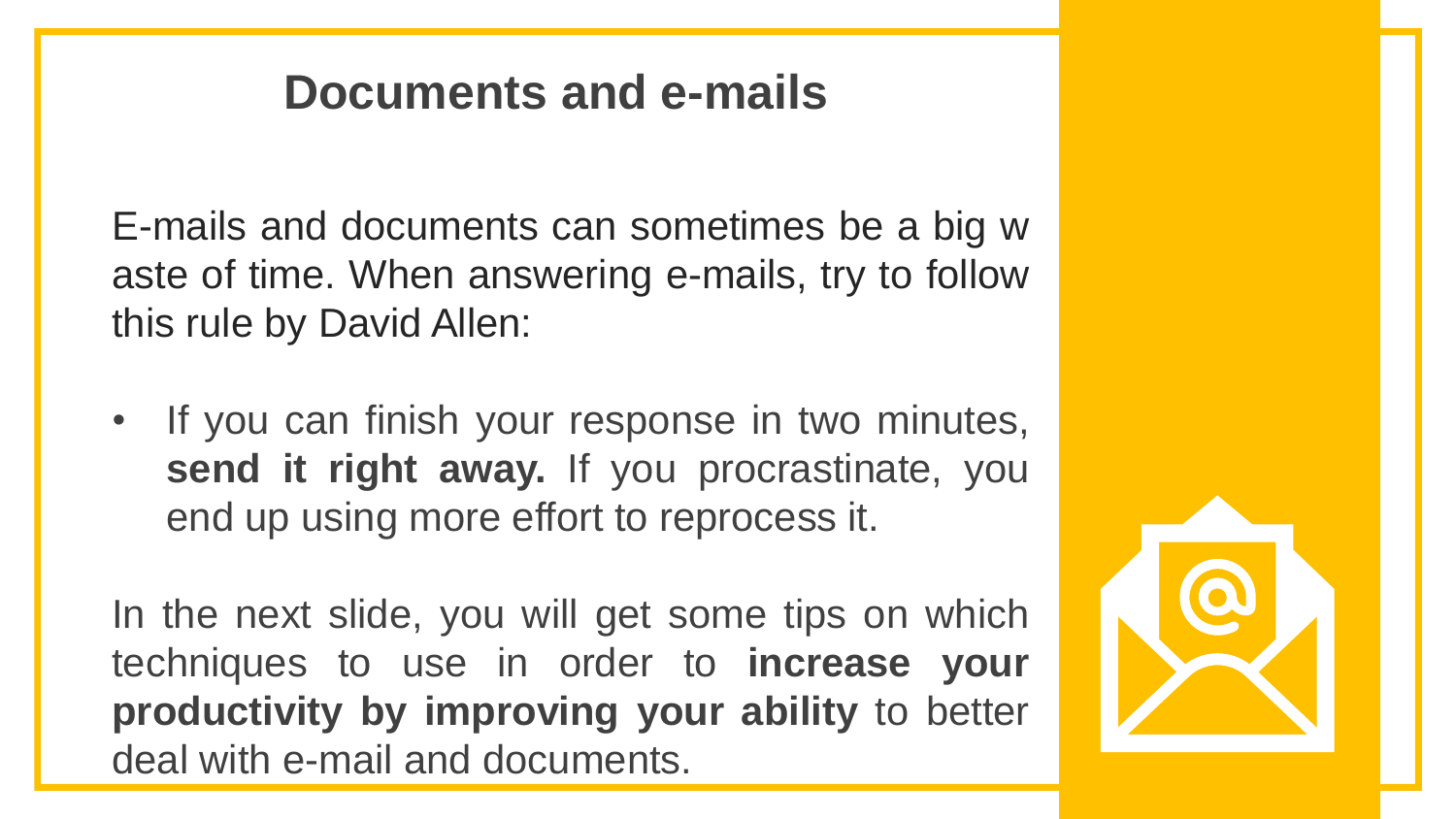# Documents and e-mails

E-mails and documents can sometimes be a big waste of time. When answering e-mails, try to follow this rule by David Allen:

- If you can finish your response in two minutes, **send it right away.** If you procrastinate, you end up using more effort to reprocess it.

In the next slide, you will get some tips on which techniques to use in order to **increase your productivity by improving your ability** to better deal with e-mail and documents.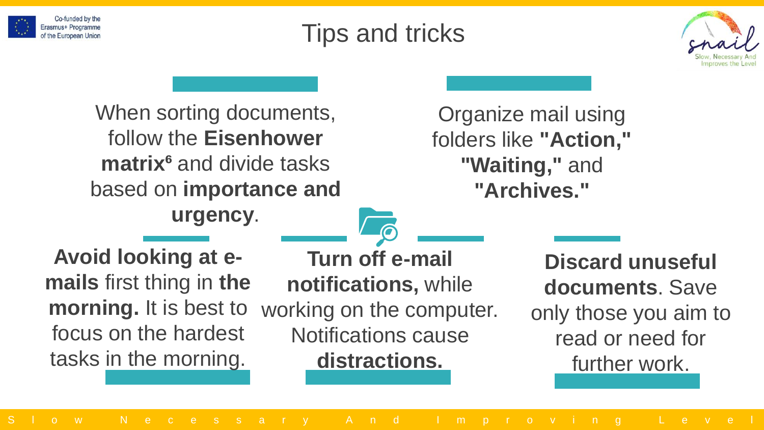# Tips and tricks

When sorting documents, follow the **Eisenhower matrix**[6] and divide tasks based on **importance and urgency**.

Organize mail using folders like **"Action," "Waiting,"** and **"Archives."**

**Avoid looking at e-mails** first thing in **the morning.** It is best to focus on the hardest tasks in the morning.

**Turn off e-mail notifications,** while working on the computer. Notifications cause **distractions.**

**Discard unuseful documents**. Save only those you aim to read or need for further work.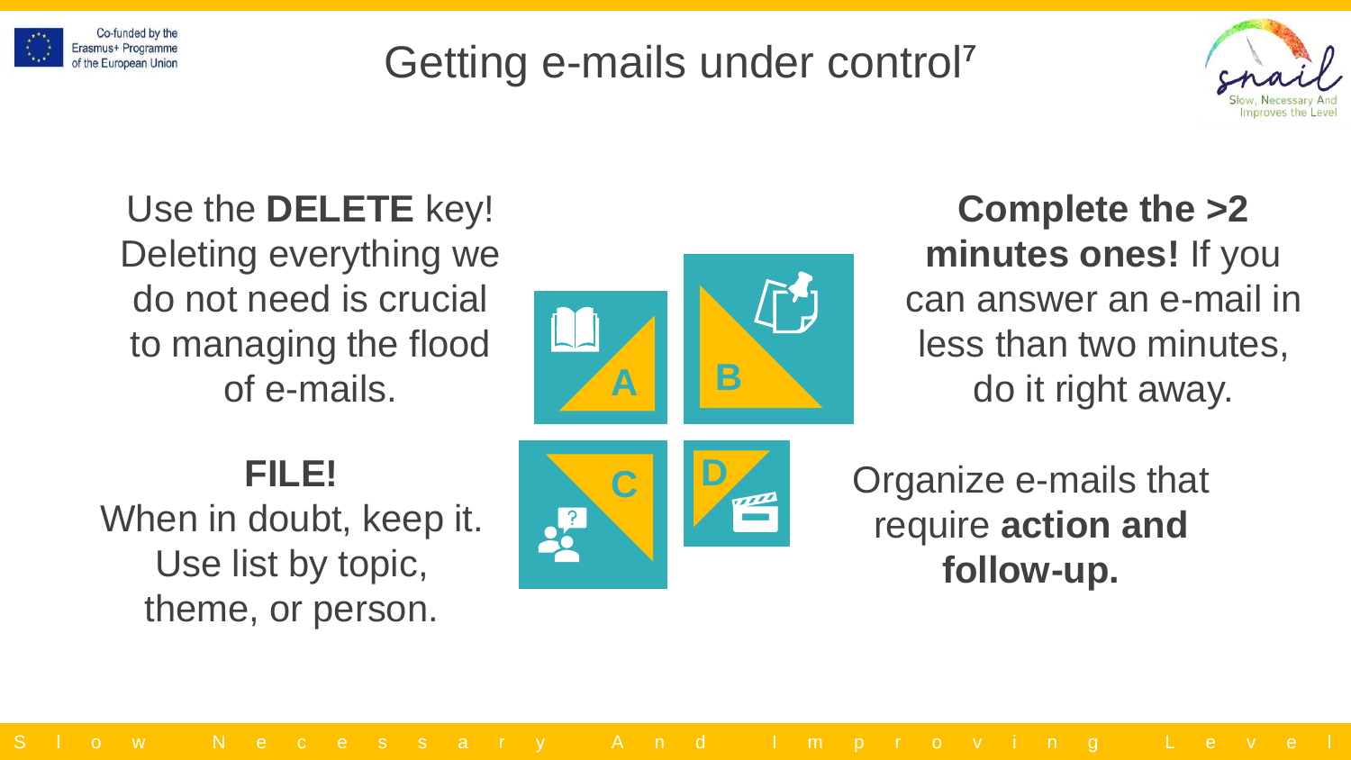# Getting e-mails under control[7]

Use the **DELETE** key! Deleting everything we do not need is crucial to managing the flood of e-mails.

**FILE!**
When in doubt, keep it. Use list by topic, theme, or person.

A

B

C

D

**Complete the >2 minutes ones!** If you can answer an e-mail in less than two minutes, do it right away.

Organize e-mails that require **action and follow-up.**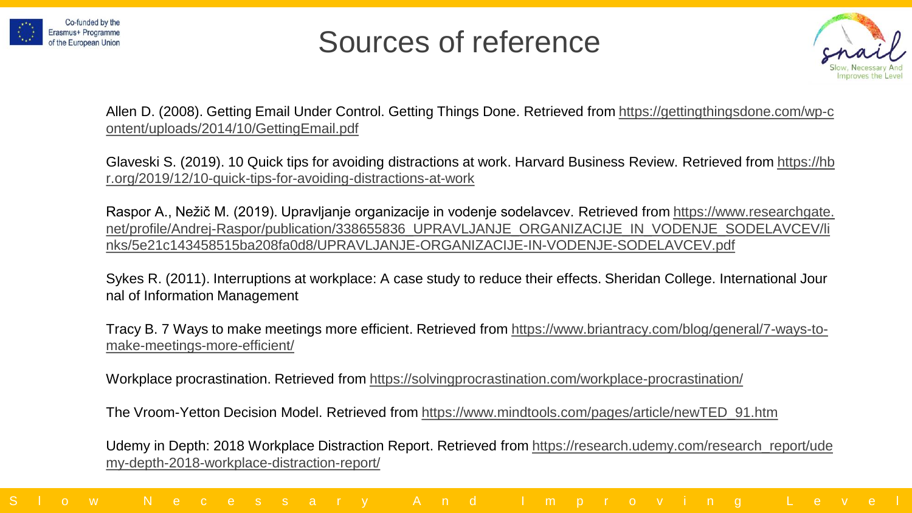# Sources of reference

Allen D. (2008). Getting Email Under Control. Getting Things Done. Retrieved from https://gettingthingsdone.com/wp-content/uploads/2014/10/GettingEmail.pdf

Glaveski S. (2019). 10 Quick tips for avoiding distractions at work. Harvard Business Review. Retrieved from https://hbr.org/2019/12/10-quick-tips-for-avoiding-distractions-at-work

Raspor A., Nežič M. (2019). Upravljanje organizacije in vodenje sodelavcev. Retrieved from https://www.researchgate.net/profile/Andrej-Raspor/publication/338655836_UPRAVLJANJE_ORGANIZACIJE_IN_VODENJE_SODELAVCEV/links/5e21c143458515ba208fa0d8/UPRAVLJANJE-ORGANIZACIJE-IN-VODENJE-SODELAVCEV.pdf

Sykes R. (2011). Interruptions at workplace: A case study to reduce their effects. Sheridan College. International Journal of Information Management

Tracy B. 7 Ways to make meetings more efficient. Retrieved from https://www.briantracy.com/blog/general/7-ways-to-make-meetings-more-efficient/

Workplace procrastination. Retrieved from https://solvingprocrastination.com/workplace-procrastination/

The Vroom-Yetton Decision Model. Retrieved from https://www.mindtools.com/pages/article/newTED_91.htm

Udemy in Depth: 2018 Workplace Distraction Report. Retrieved from https://research.udemy.com/research_report/udemy-depth-2018-workplace-distraction-report/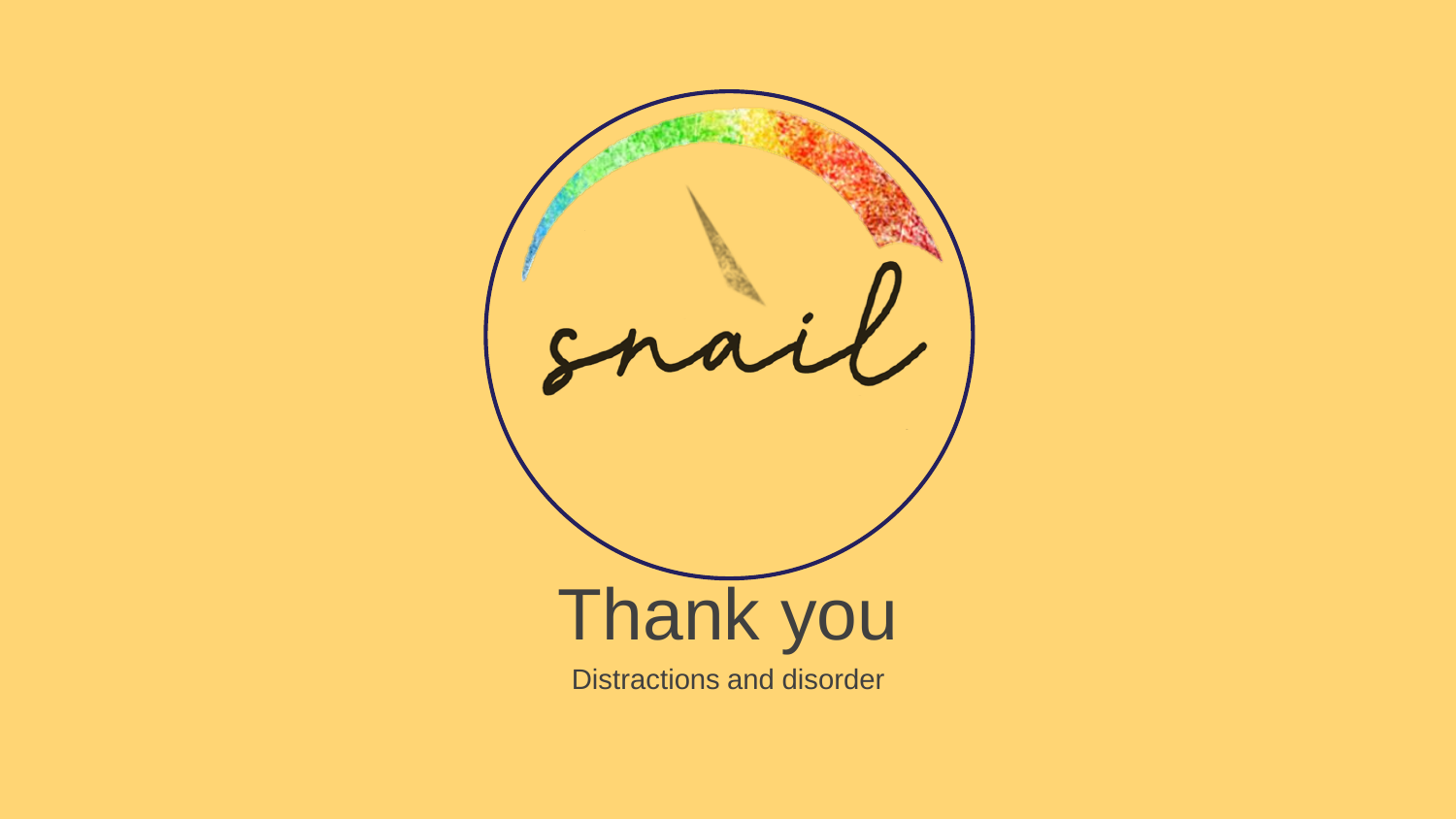snail

# Thank you

Distractions and disorder